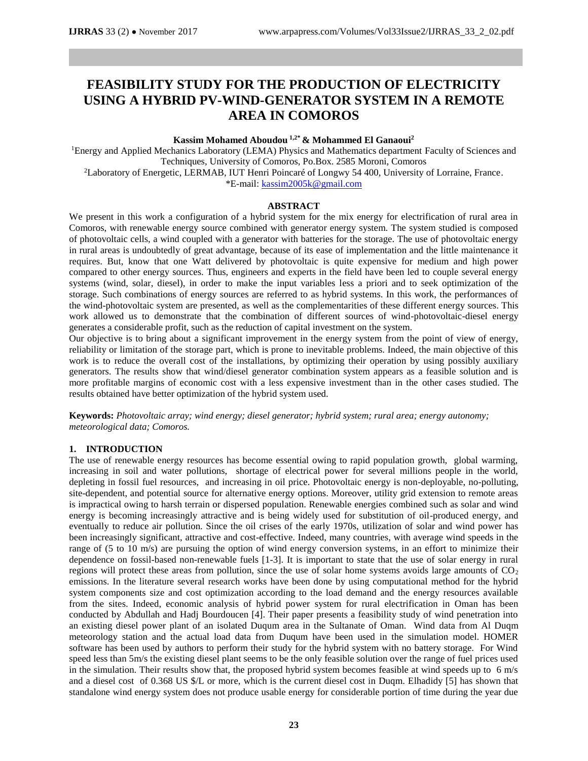# FEASIBILITY STUDY FOR THE PRODUCTION OF ELECTRICITY USING A HYBRID PV-WIND-GENERATOR SYSTEM IN A REMOTE AREA IN COMOROS

**Kassim Mohamed Aboudou [1,2*] & Mohammed El Ganaoui[2]**

[1]Energy and Applied Mechanics Laboratory (LEMA) Physics and Mathematics department Faculty of Sciences and Techniques, University of Comoros, Po.Box. 2585 Moroni, Comoros

[2]Laboratory of Energetic, LERMAB, IUT Henri Poincaré of Longwy 54 400, University of Lorraine, France.

*E-mail: kassim2005k@gmail.com

## ABSTRACT

We present in this work a configuration of a hybrid system for the mix energy for electrification of rural area in Comoros, with renewable energy source combined with generator energy system. The system studied is composed of photovoltaic cells, a wind coupled with a generator with batteries for the storage. The use of photovoltaic energy in rural areas is undoubtedly of great advantage, because of its ease of implementation and the little maintenance it requires. But, know that one Watt delivered by photovoltaic is quite expensive for medium and high power compared to other energy sources. Thus, engineers and experts in the field have been led to couple several energy systems (wind, solar, diesel), in order to make the input variables less a priori and to seek optimization of the storage. Such combinations of energy sources are referred to as hybrid systems. In this work, the performances of the wind-photovoltaic system are presented, as well as the complementarities of these different energy sources. This work allowed us to demonstrate that the combination of different sources of wind-photovoltaic-diesel energy generates a considerable profit, such as the reduction of capital investment on the system.

Our objective is to bring about a significant improvement in the energy system from the point of view of energy, reliability or limitation of the storage part, which is prone to inevitable problems. Indeed, the main objective of this work is to reduce the overall cost of the installations, by optimizing their operation by using possibly auxiliary generators. The results show that wind/diesel generator combination system appears as a feasible solution and is more profitable margins of economic cost with a less expensive investment than in the other cases studied. The results obtained have better optimization of the hybrid system used.

**Keywords:** *Photovoltaic array; wind energy; diesel generator; hybrid system; rural area; energy autonomy; meteorological data; Comoros.*

## 1. INTRODUCTION

The use of renewable energy resources has become essential owing to rapid population growth, global warming, increasing in soil and water pollutions, shortage of electrical power for several millions people in the world, depleting in fossil fuel resources, and increasing in oil price. Photovoltaic energy is non-deployable, no-polluting, site-dependent, and potential source for alternative energy options. Moreover, utility grid extension to remote areas is impractical owing to harsh terrain or dispersed population. Renewable energies combined such as solar and wind energy is becoming increasingly attractive and is being widely used for substitution of oil-produced energy, and eventually to reduce air pollution. Since the oil crises of the early 1970s, utilization of solar and wind power has been increasingly significant, attractive and cost-effective. Indeed, many countries, with average wind speeds in the range of (5 to 10 m/s) are pursuing the option of wind energy conversion systems, in an effort to minimize their dependence on fossil-based non-renewable fuels [1-3]. It is important to state that the use of solar energy in rural regions will protect these areas from pollution, since the use of solar home systems avoids large amounts of $CO_2$ emissions. In the literature several research works have been done by using computational method for the hybrid system components size and cost optimization according to the load demand and the energy resources available from the sites. Indeed, economic analysis of hybrid power system for rural electrification in Oman has been conducted by Abdullah and Hadj Bourdoucen [4]. Their paper presents a feasibility study of wind penetration into an existing diesel power plant of an isolated Duqum area in the Sultanate of Oman. Wind data from Al Duqm meteorology station and the actual load data from Duqum have been used in the simulation model. HOMER software has been used by authors to perform their study for the hybrid system with no battery storage. For Wind speed less than 5m/s the existing diesel plant seems to be the only feasible solution over the range of fuel prices used in the simulation. Their results show that, the proposed hybrid system becomes feasible at wind speeds up to 6 m/s and a diesel cost of 0.368 US $/L or more, which is the current diesel cost in Duqm. Elhadidy [5] has shown that standalone wind energy system does not produce usable energy for considerable portion of time during the year due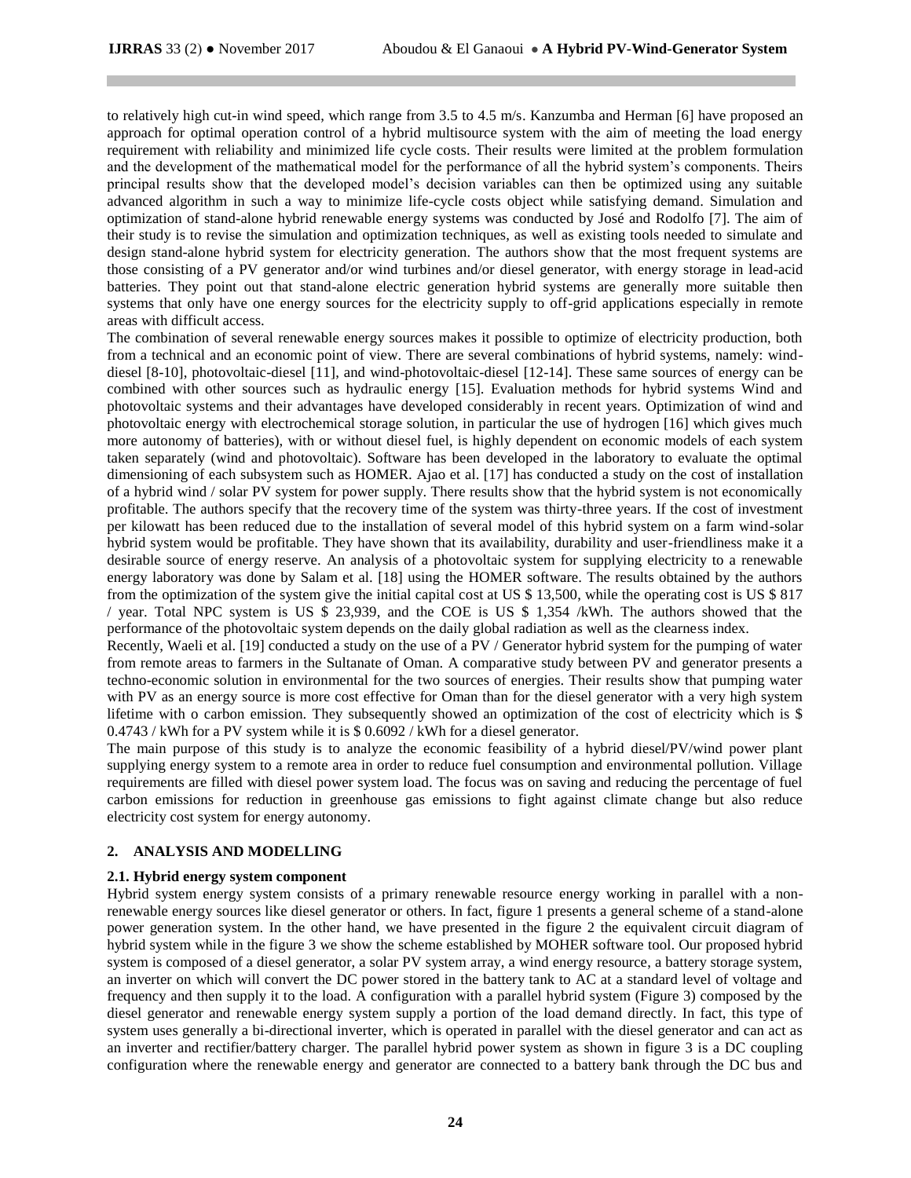to relatively high cut-in wind speed, which range from 3.5 to 4.5 m/s. Kanzumba and Herman [6] have proposed an approach for optimal operation control of a hybrid multisource system with the aim of meeting the load energy requirement with reliability and minimized life cycle costs. Their results were limited at the problem formulation and the development of the mathematical model for the performance of all the hybrid system's components. Theirs principal results show that the developed model's decision variables can then be optimized using any suitable advanced algorithm in such a way to minimize life-cycle costs object while satisfying demand. Simulation and optimization of stand-alone hybrid renewable energy systems was conducted by José and Rodolfo [7]. The aim of their study is to revise the simulation and optimization techniques, as well as existing tools needed to simulate and design stand-alone hybrid system for electricity generation. The authors show that the most frequent systems are those consisting of a PV generator and/or wind turbines and/or diesel generator, with energy storage in lead-acid batteries. They point out that stand-alone electric generation hybrid systems are generally more suitable then systems that only have one energy sources for the electricity supply to off-grid applications especially in remote areas with difficult access.

The combination of several renewable energy sources makes it possible to optimize of electricity production, both from a technical and an economic point of view. There are several combinations of hybrid systems, namely: wind-diesel [8-10], photovoltaic-diesel [11], and wind-photovoltaic-diesel [12-14]. These same sources of energy can be combined with other sources such as hydraulic energy [15]. Evaluation methods for hybrid systems Wind and photovoltaic systems and their advantages have developed considerably in recent years. Optimization of wind and photovoltaic energy with electrochemical storage solution, in particular the use of hydrogen [16] which gives much more autonomy of batteries), with or without diesel fuel, is highly dependent on economic models of each system taken separately (wind and photovoltaic). Software has been developed in the laboratory to evaluate the optimal dimensioning of each subsystem such as HOMER. Ajao et al. [17] has conducted a study on the cost of installation of a hybrid wind / solar PV system for power supply. There results show that the hybrid system is not economically profitable. The authors specify that the recovery time of the system was thirty-three years. If the cost of investment per kilowatt has been reduced due to the installation of several model of this hybrid system on a farm wind-solar hybrid system would be profitable. They have shown that its availability, durability and user-friendliness make it a desirable source of energy reserve. An analysis of a photovoltaic system for supplying electricity to a renewable energy laboratory was done by Salam et al. [18] using the HOMER software. The results obtained by the authors from the optimization of the system give the initial capital cost at US $ 13,500, while the operating cost is US $ 817 / year. Total NPC system is US $ 23,939, and the COE is US $ 1,354 /kWh. The authors showed that the performance of the photovoltaic system depends on the daily global radiation as well as the clearness index.

Recently, Waeli et al. [19] conducted a study on the use of a PV / Generator hybrid system for the pumping of water from remote areas to farmers in the Sultanate of Oman. A comparative study between PV and generator presents a techno-economic solution in environmental for the two sources of energies. Their results show that pumping water with PV as an energy source is more cost effective for Oman than for the diesel generator with a very high system lifetime with o carbon emission. They subsequently showed an optimization of the cost of electricity which is $ 0.4743 / kWh for a PV system while it is $ 0.6092 / kWh for a diesel generator.

The main purpose of this study is to analyze the economic feasibility of a hybrid diesel/PV/wind power plant supplying energy system to a remote area in order to reduce fuel consumption and environmental pollution. Village requirements are filled with diesel power system load. The focus was on saving and reducing the percentage of fuel carbon emissions for reduction in greenhouse gas emissions to fight against climate change but also reduce electricity cost system for energy autonomy.

## 2. ANALYSIS AND MODELLING

### 2.1. Hybrid energy system component

Hybrid system energy system consists of a primary renewable resource energy working in parallel with a non-renewable energy sources like diesel generator or others. In fact, figure 1 presents a general scheme of a stand-alone power generation system. In the other hand, we have presented in the figure 2 the equivalent circuit diagram of hybrid system while in the figure 3 we show the scheme established by MOHER software tool. Our proposed hybrid system is composed of a diesel generator, a solar PV system array, a wind energy resource, a battery storage system, an inverter on which will convert the DC power stored in the battery tank to AC at a standard level of voltage and frequency and then supply it to the load. A configuration with a parallel hybrid system (Figure 3) composed by the diesel generator and renewable energy system supply a portion of the load demand directly. In fact, this type of system uses generally a bi-directional inverter, which is operated in parallel with the diesel generator and can act as an inverter and rectifier/battery charger. The parallel hybrid power system as shown in figure 3 is a DC coupling configuration where the renewable energy and generator are connected to a battery bank through the DC bus and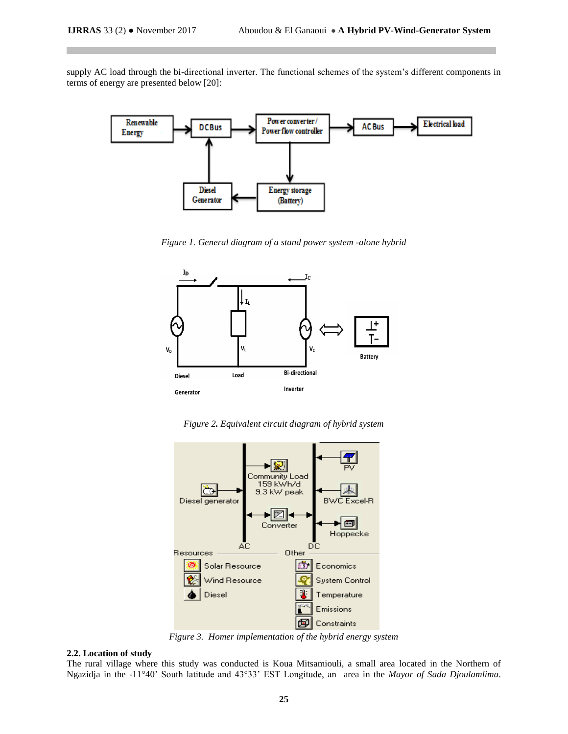supply AC load through the bi-directional inverter. The functional schemes of the system's different components in terms of energy are presented below [20]:

*Figure 1. General diagram of a stand power system -alone hybrid*

*Figure 2. Equivalent circuit diagram of hybrid system*

*Figure 3. Homer implementation of the hybrid energy system*

### 2.2. Location of study

The rural village where this study was conducted is Koua Mitsamiouli, a small area located in the Northern of Ngazidja in the -11°40' South latitude and 43°33' EST Longitude, an area in the *Mayor of Sada Djoulamlima*.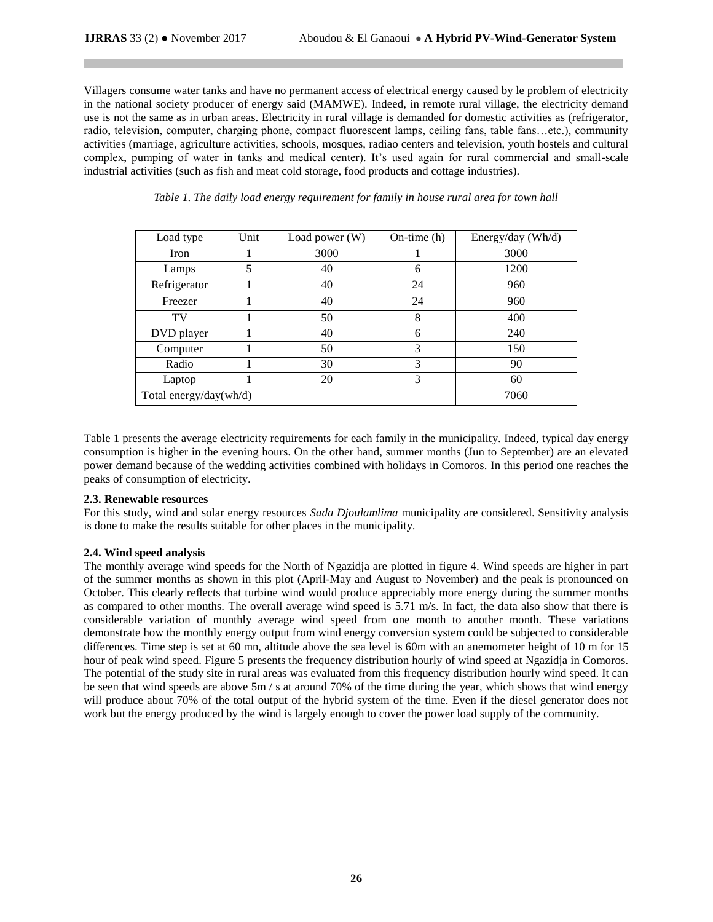Villagers consume water tanks and have no permanent access of electrical energy caused by le problem of electricity in the national society producer of energy said (MAMWE). Indeed, in remote rural village, the electricity demand use is not the same as in urban areas. Electricity in rural village is demanded for domestic activities as (refrigerator, radio, television, computer, charging phone, compact fluorescent lamps, ceiling fans, table fans…etc.), community activities (marriage, agriculture activities, schools, mosques, radiao centers and television, youth hostels and cultural complex, pumping of water in tanks and medical center). It's used again for rural commercial and small-scale industrial activities (such as fish and meat cold storage, food products and cottage industries).

*Table 1. The daily load energy requirement for family in house rural area for town hall*

| Load type | Unit | Load power (W) | On-time (h) | Energy/day (Wh/d) |
|---|---|---|---|---|
| Iron | 1 | 3000 | 1 | 3000 |
| Lamps | 5 | 40 | 6 | 1200 |
| Refrigerator | 1 | 40 | 24 | 960 |
| Freezer | 1 | 40 | 24 | 960 |
| TV | 1 | 50 | 8 | 400 |
| DVD player | 1 | 40 | 6 | 240 |
| Computer | 1 | 50 | 3 | 150 |
| Radio | 1 | 30 | 3 | 90 |
| Laptop | 1 | 20 | 3 | 60 |
| Total energy/day(wh/d) | | | | 7060 |

Table 1 presents the average electricity requirements for each family in the municipality. Indeed, typical day energy consumption is higher in the evening hours. On the other hand, summer months (Jun to September) are an elevated power demand because of the wedding activities combined with holidays in Comoros. In this period one reaches the peaks of consumption of electricity.

**2.3. Renewable resources**

For this study, wind and solar energy resources *Sada Djoulamlima* municipality are considered. Sensitivity analysis is done to make the results suitable for other places in the municipality.

**2.4. Wind speed analysis**

The monthly average wind speeds for the North of Ngazidja are plotted in figure 4. Wind speeds are higher in part of the summer months as shown in this plot (April-May and August to November) and the peak is pronounced on October. This clearly reflects that turbine wind would produce appreciably more energy during the summer months as compared to other months. The overall average wind speed is 5.71 m/s. In fact, the data also show that there is considerable variation of monthly average wind speed from one month to another month. These variations demonstrate how the monthly energy output from wind energy conversion system could be subjected to considerable differences. Time step is set at 60 mn, altitude above the sea level is 60m with an anemometer height of 10 m for 15 hour of peak wind speed. Figure 5 presents the frequency distribution hourly of wind speed at Ngazidja in Comoros. The potential of the study site in rural areas was evaluated from this frequency distribution hourly wind speed. It can be seen that wind speeds are above 5m / s at around 70% of the time during the year, which shows that wind energy will produce about 70% of the total output of the hybrid system of the time. Even if the diesel generator does not work but the energy produced by the wind is largely enough to cover the power load supply of the community.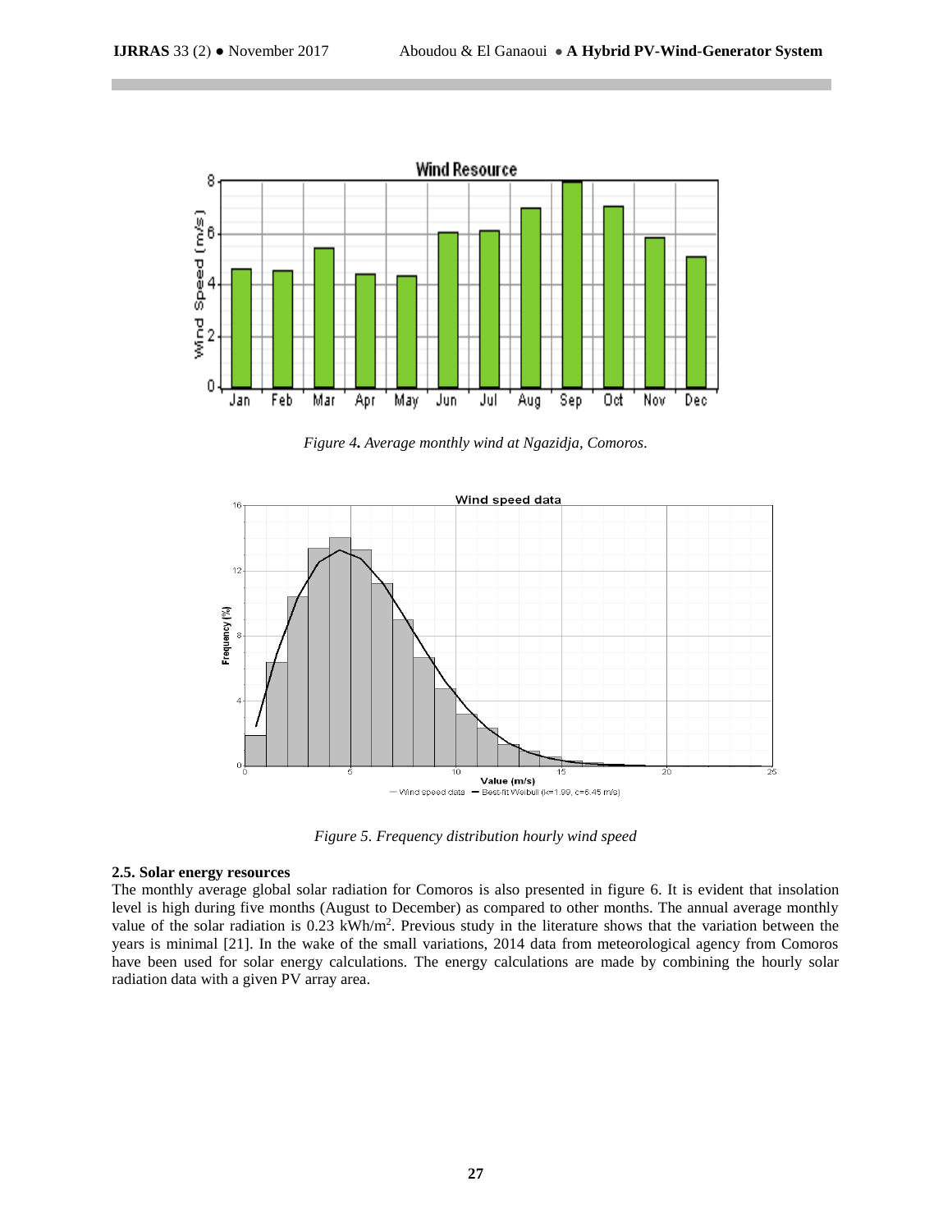Figure 4. Average monthly wind at Ngazidja, Comoros.

Figure 5. Frequency distribution hourly wind speed

**2.5. Solar energy resources**

The monthly average global solar radiation for Comoros is also presented in figure 6. It is evident that insolation level is high during five months (August to December) as compared to other months. The annual average monthly value of the solar radiation is 0.23 kWh/m$^2$. Previous study in the literature shows that the variation between the years is minimal [21]. In the wake of the small variations, 2014 data from meteorological agency from Comoros have been used for solar energy calculations. The energy calculations are made by combining the hourly solar radiation data with a given PV array area.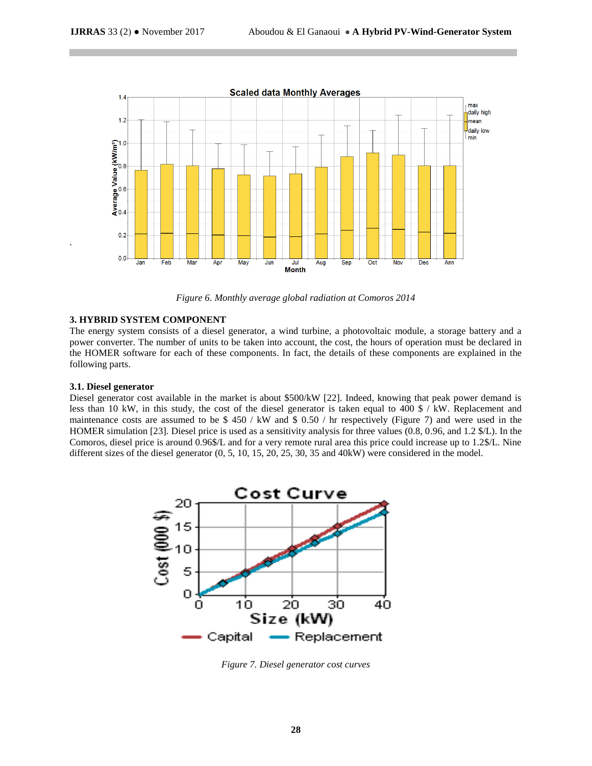Figure 6. Monthly average global radiation at Comoros 2014

## 3. HYBRID SYSTEM COMPONENT

The energy system consists of a diesel generator, a wind turbine, a photovoltaic module, a storage battery and a power converter. The number of units to be taken into account, the cost, the hours of operation must be declared in the HOMER software for each of these components. In fact, the details of these components are explained in the following parts.

### 3.1. Diesel generator

Diesel generator cost available in the market is about \$500/kW [22]. Indeed, knowing that peak power demand is less than 10 kW, in this study, the cost of the diesel generator is taken equal to 400 \$ / kW. Replacement and maintenance costs are assumed to be \$ 450 / kW and \$ 0.50 / hr respectively (Figure 7) and were used in the HOMER simulation [23]. Diesel price is used as a sensitivity analysis for three values (0.8, 0.96, and 1.2 \$/L). In the Comoros, diesel price is around 0.96\$/L and for a very remote rural area this price could increase up to 1.2\$/L. Nine different sizes of the diesel generator (0, 5, 10, 15, 20, 25, 30, 35 and 40kW) were considered in the model.

Figure 7. Diesel generator cost curves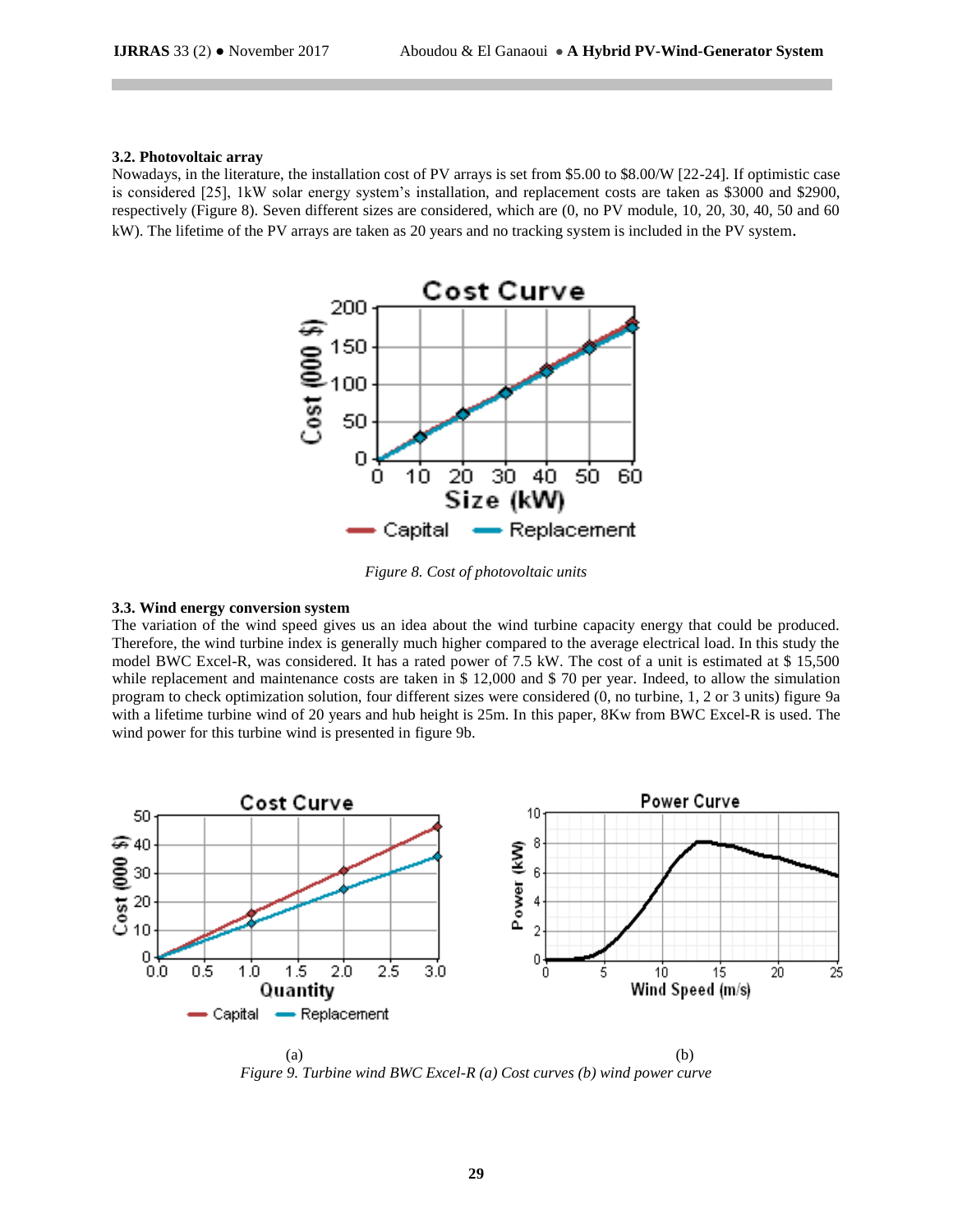### 3.2. Photovoltaic array

Nowadays, in the literature, the installation cost of PV arrays is set from $5.00 to $8.00/W [22-24]. If optimistic case is considered [25], 1kW solar energy system's installation, and replacement costs are taken as $3000 and $2900, respectively (Figure 8). Seven different sizes are considered, which are (0, no PV module, 10, 20, 30, 40, 50 and 60 kW). The lifetime of the PV arrays are taken as 20 years and no tracking system is included in the PV system.

*Figure 8. Cost of photovoltaic units*

### 3.3. Wind energy conversion system

The variation of the wind speed gives us an idea about the wind turbine capacity energy that could be produced. Therefore, the wind turbine index is generally much higher compared to the average electrical load. In this study the model BWC Excel-R, was considered. It has a rated power of 7.5 kW. The cost of a unit is estimated at $ 15,500 while replacement and maintenance costs are taken in $ 12,000 and $ 70 per year. Indeed, to allow the simulation program to check optimization solution, four different sizes were considered (0, no turbine, 1, 2 or 3 units) figure 9a with a lifetime turbine wind of 20 years and hub height is 25m. In this paper, 8Kw from BWC Excel-R is used. The wind power for this turbine wind is presented in figure 9b.

(a) (b)

*Figure 9. Turbine wind BWC Excel-R (a) Cost curves (b) wind power curve*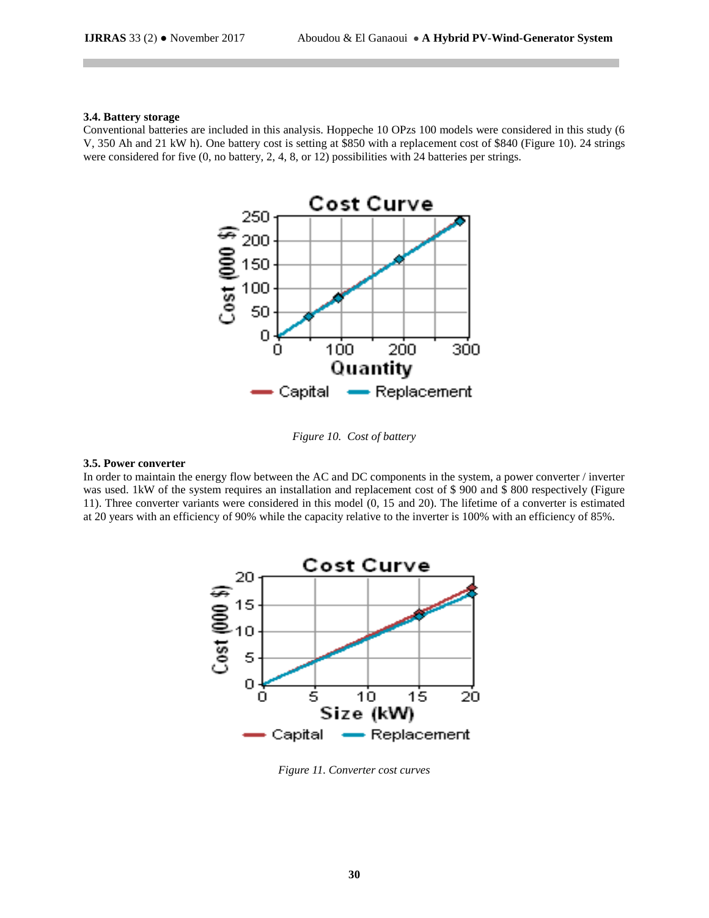### 3.4. Battery storage

Conventional batteries are included in this analysis. Hoppeche 10 OPzs 100 models were considered in this study (6 V, 350 Ah and 21 kW h). One battery cost is setting at $850 with a replacement cost of $840 (Figure 10). 24 strings were considered for five (0, no battery, 2, 4, 8, or 12) possibilities with 24 batteries per strings.

*Figure 10. Cost of battery*

### 3.5. Power converter

In order to maintain the energy flow between the AC and DC components in the system, a power converter / inverter was used. 1kW of the system requires an installation and replacement cost of $ 900 and $ 800 respectively (Figure 11). Three converter variants were considered in this model (0, 15 and 20). The lifetime of a converter is estimated at 20 years with an efficiency of 90% while the capacity relative to the inverter is 100% with an efficiency of 85%.

*Figure 11. Converter cost curves*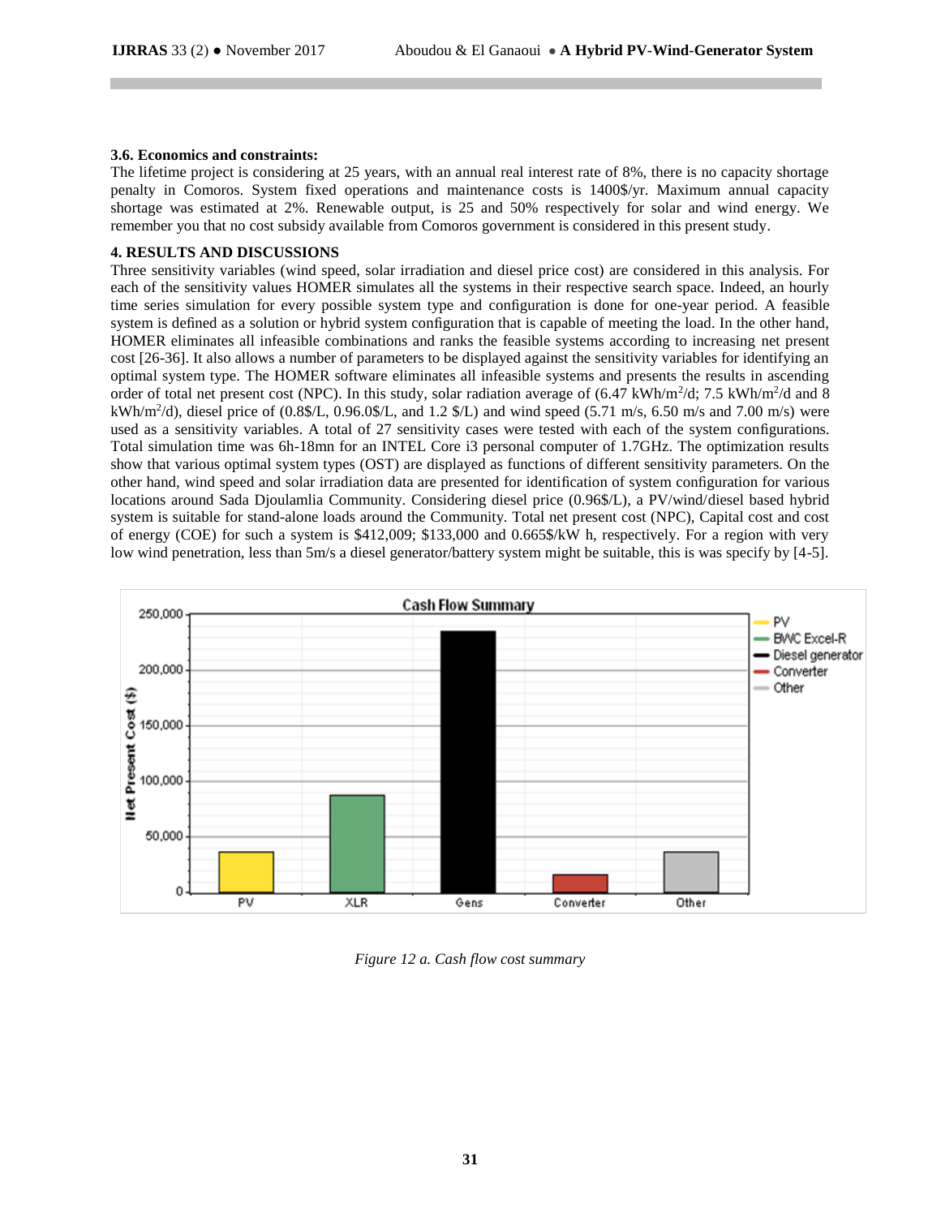### 3.6. Economics and constraints:

The lifetime project is considering at 25 years, with an annual real interest rate of 8%, there is no capacity shortage penalty in Comoros. System fixed operations and maintenance costs is 1400$/yr. Maximum annual capacity shortage was estimated at 2%. Renewable output, is 25 and 50% respectively for solar and wind energy. We remember you that no cost subsidy available from Comoros government is considered in this present study.

## 4. RESULTS AND DISCUSSIONS

Three sensitivity variables (wind speed, solar irradiation and diesel price cost) are considered in this analysis. For each of the sensitivity values HOMER simulates all the systems in their respective search space. Indeed, an hourly time series simulation for every possible system type and configuration is done for one-year period. A feasible system is defined as a solution or hybrid system configuration that is capable of meeting the load. In the other hand, HOMER eliminates all infeasible combinations and ranks the feasible systems according to increasing net present cost [26-36]. It also allows a number of parameters to be displayed against the sensitivity variables for identifying an optimal system type. The HOMER software eliminates all infeasible systems and presents the results in ascending order of total net present cost (NPC). In this study, solar radiation average of (6.47 kWh/m$^2$/d; 7.5 kWh/m$^2$/d and 8 kWh/m$^2$/d), diesel price of (0.8$/L, 0.96.0$/L, and 1.2 $/L) and wind speed (5.71 m/s, 6.50 m/s and 7.00 m/s) were used as a sensitivity variables. A total of 27 sensitivity cases were tested with each of the system configurations. Total simulation time was 6h-18mn for an INTEL Core i3 personal computer of 1.7GHz. The optimization results show that various optimal system types (OST) are displayed as functions of different sensitivity parameters. On the other hand, wind speed and solar irradiation data are presented for identification of system configuration for various locations around Sada Djoulamlia Community. Considering diesel price (0.96$/L), a PV/wind/diesel based hybrid system is suitable for stand-alone loads around the Community. Total net present cost (NPC), Capital cost and cost of energy (COE) for such a system is $412,009; $133,000 and 0.665$/kW h, respectively. For a region with very low wind penetration, less than 5m/s a diesel generator/battery system might be suitable, this is was specify by [4-5].

| Component | Net Present Cost ($) (approx.) |
|---|---|
| PV | 35,000 |
| XLR (BWC Excel-R) | 87,000 |
| Gens (Diesel generator) | 235,000 |
| Converter | 15,000 |
| Other | 35,000 |

*Figure 12 a. Cash flow cost summary*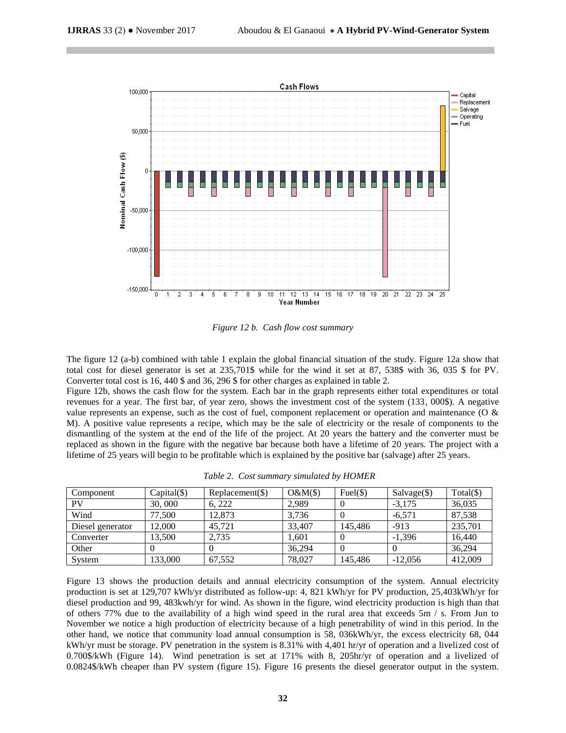*Figure 12 b. Cash flow cost summary*

The figure 12 (a-b) combined with table 1 explain the global financial situation of the study. Figure 12a show that total cost for diesel generator is set at 235,701$ while for the wind it set at 87, 538$ with 36, 035 $ for PV. Converter total cost is 16, 440 $ and 36, 296 $ for other charges as explained in table 2.

Figure 12b, shows the cash flow for the system. Each bar in the graph represents either total expenditures or total revenues for a year. The first bar, of year zero, shows the investment cost of the system (133, 000$). A negative value represents an expense, such as the cost of fuel, component replacement or operation and maintenance (O & M). A positive value represents a recipe, which may be the sale of electricity or the resale of components to the dismantling of the system at the end of the life of the project. At 20 years the battery and the converter must be replaced as shown in the figure with the negative bar because both have a lifetime of 20 years. The project with a lifetime of 25 years will begin to be profitable which is explained by the positive bar (salvage) after 25 years.

*Table 2. Cost summary simulated by HOMER*

| Component | Capital($) | Replacement($) | O&M($) | Fuel($) | Salvage($) | Total($) |
|---|---|---|---|---|---|---|
| PV | 30, 000 | 6, 222 | 2,989 | 0 | -3,175 | 36,035 |
| Wind | 77,500 | 12,873 | 3,736 | 0 | -6,571 | 87,538 |
| Diesel generator | 12,000 | 45,721 | 33,407 | 145,486 | -913 | 235,701 |
| Converter | 13,500 | 2,735 | 1,601 | 0 | -1,396 | 16,440 |
| Other | 0 | 0 | 36,294 | 0 | 0 | 36,294 |
| System | 133,000 | 67,552 | 78,027 | 145,486 | -12,056 | 412,009 |

Figure 13 shows the production details and annual electricity consumption of the system. Annual electricity production is set at 129,707 kWh/yr distributed as follow-up: 4, 821 kWh/yr for PV production, 25,403kWh/yr for diesel production and 99, 483kwh/yr for wind. As shown in the figure, wind electricity production is high than that of others 77% due to the availability of a high wind speed in the rural area that exceeds 5m / s. From Jun to November we notice a high production of electricity because of a high penetrability of wind in this period. In the other hand, we notice that community load annual consumption is 58, 036kWh/yr, the excess electricity 68, 044 kWh/yr must be storage. PV penetration in the system is 8.31% with 4,401 hr/yr of operation and a livelized cost of 0.700$/kWh (Figure 14). Wind penetration is set at 171% with 8, 205hr/yr of operation and a livelized of 0.0824$/kWh cheaper than PV system (figure 15). Figure 16 presents the diesel generator output in the system.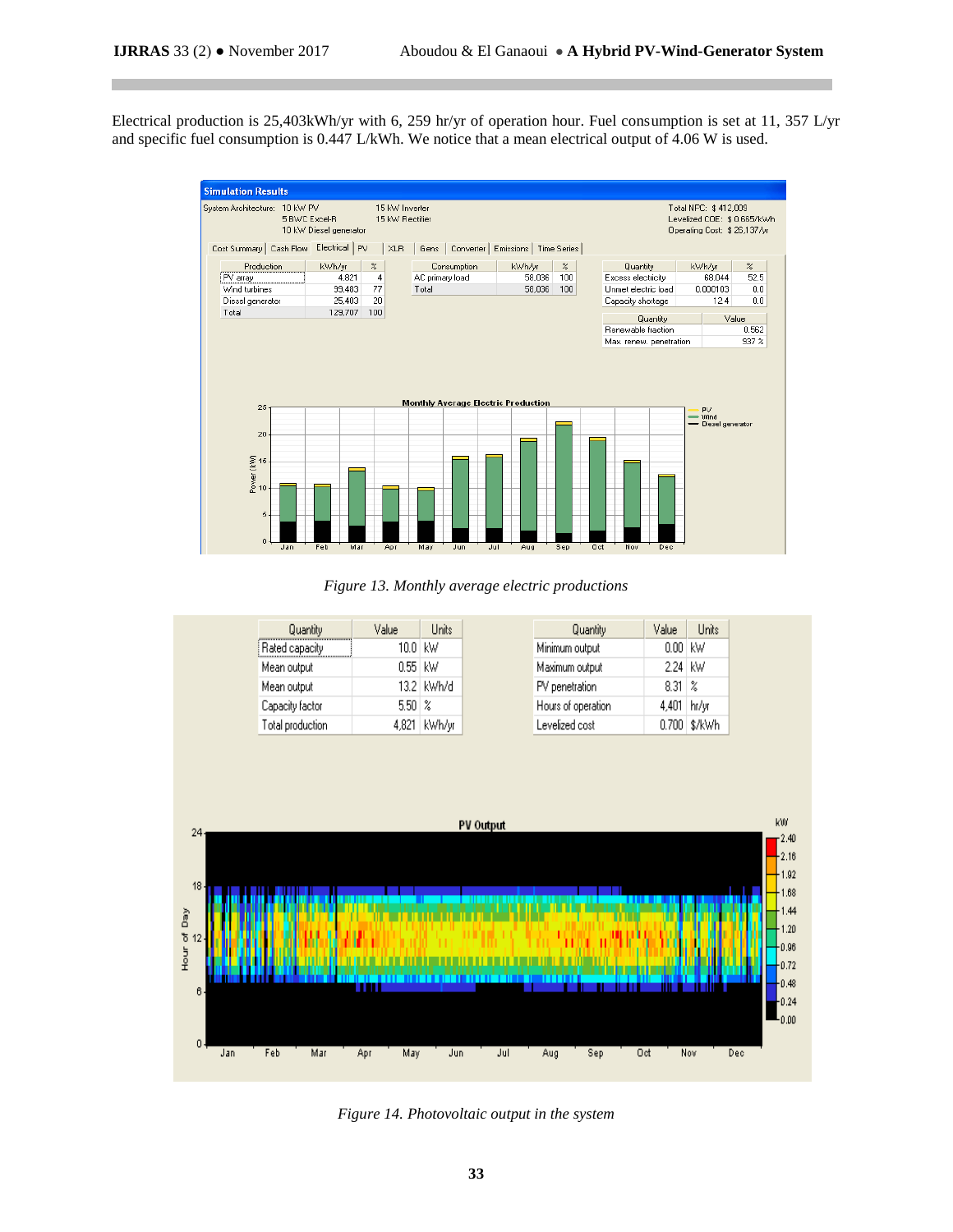Electrical production is 25,403kWh/yr with 6, 259 hr/yr of operation hour. Fuel consumption is set at 11, 357 L/yr and specific fuel consumption is 0.447 L/kWh. We notice that a mean electrical output of 4.06 W is used.

*Figure 13. Monthly average electric productions*

*Figure 14. Photovoltaic output in the system*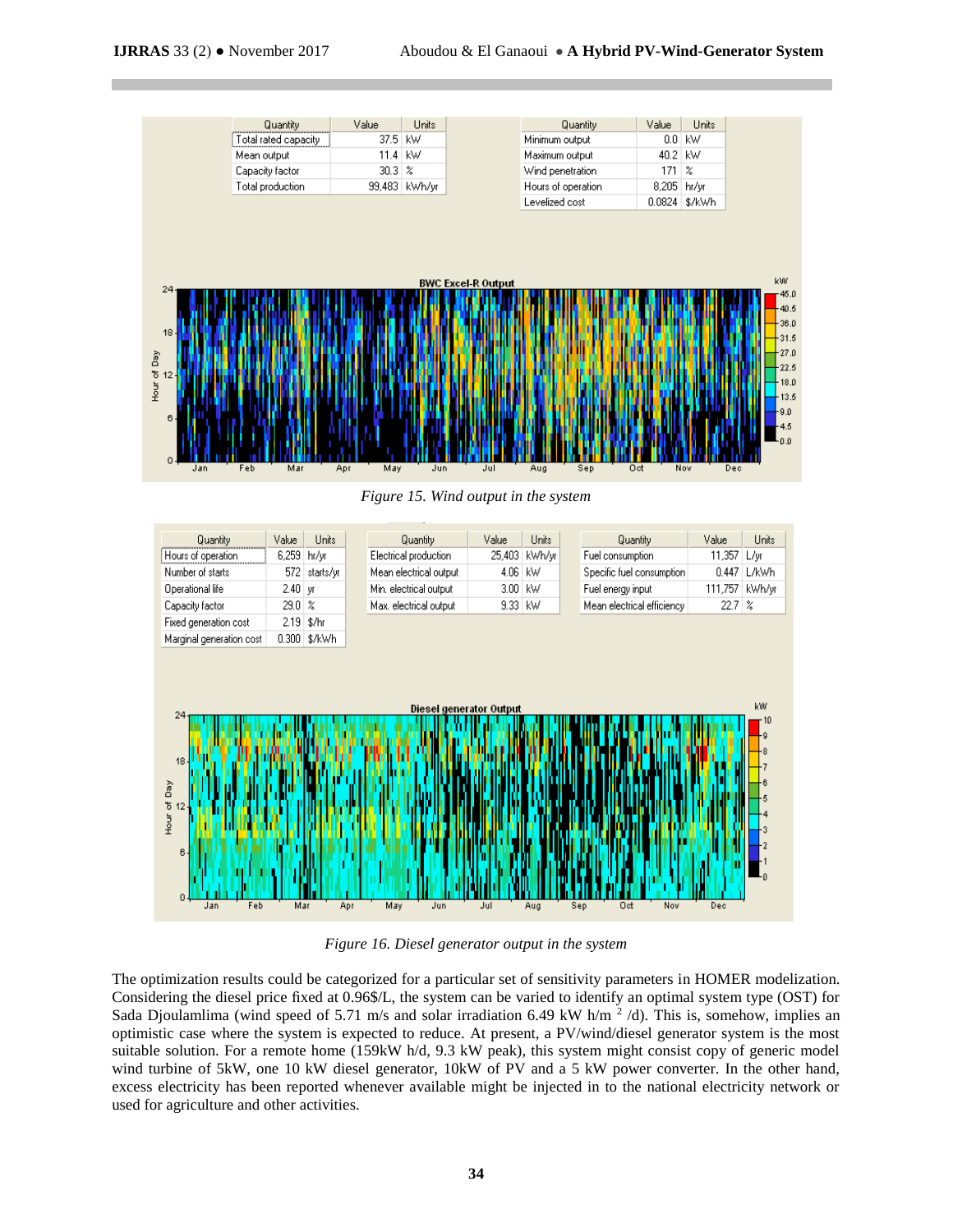| Quantity | Value | Units |
| --- | --- | --- |
| Total rated capacity | 37.5 | kW |
| Mean output | 11.4 | kW |
| Capacity factor | 30.3 | % |
| Total production | 99,483 | kWh/yr |

| Quantity | Value | Units |
| --- | --- | --- |
| Minimum output | 0.0 | kW |
| Maximum output | 40.2 | kW |
| Wind penetration | 171 | % |
| Hours of operation | 8,205 | hr/yr |
| Levelized cost | 0.0824 | $/kWh |

*Figure 15. Wind output in the system*

| Quantity | Value | Units |
| --- | --- | --- |
| Hours of operation | 6,259 | hr/yr |
| Number of starts | 572 | starts/yr |
| Operational life | 2.40 | yr |
| Capacity factor | 29.0 | % |
| Fixed generation cost | 2.19 | $/hr |
| Marginal generation cost | 0.300 | $/kWh |

| Quantity | Value | Units |
| --- | --- | --- |
| Electrical production | 25,403 | kWh/yr |
| Mean electrical output | 4.06 | kW |
| Min. electrical output | 3.00 | kW |
| Max. electrical output | 9.33 | kW |

| Quantity | Value | Units |
| --- | --- | --- |
| Fuel consumption | 11,357 | L/yr |
| Specific fuel consumption | 0.447 | L/kWh |
| Fuel energy input | 111,757 | kWh/yr |
| Mean electrical efficiency | 22.7 | % |

*Figure 16. Diesel generator output in the system*

The optimization results could be categorized for a particular set of sensitivity parameters in HOMER modelization. Considering the diesel price fixed at 0.96$/L, the system can be varied to identify an optimal system type (OST) for Sada Djoulamlima (wind speed of 5.71 m/s and solar irradiation 6.49 kW h/m $^{2}$ /d). This is, somehow, implies an optimistic case where the system is expected to reduce. At present, a PV/wind/diesel generator system is the most suitable solution. For a remote home (159kW h/d, 9.3 kW peak), this system might consist copy of generic model wind turbine of 5kW, one 10 kW diesel generator, 10kW of PV and a 5 kW power converter. In the other hand, excess electricity has been reported whenever available might be injected in to the national electricity network or used for agriculture and other activities.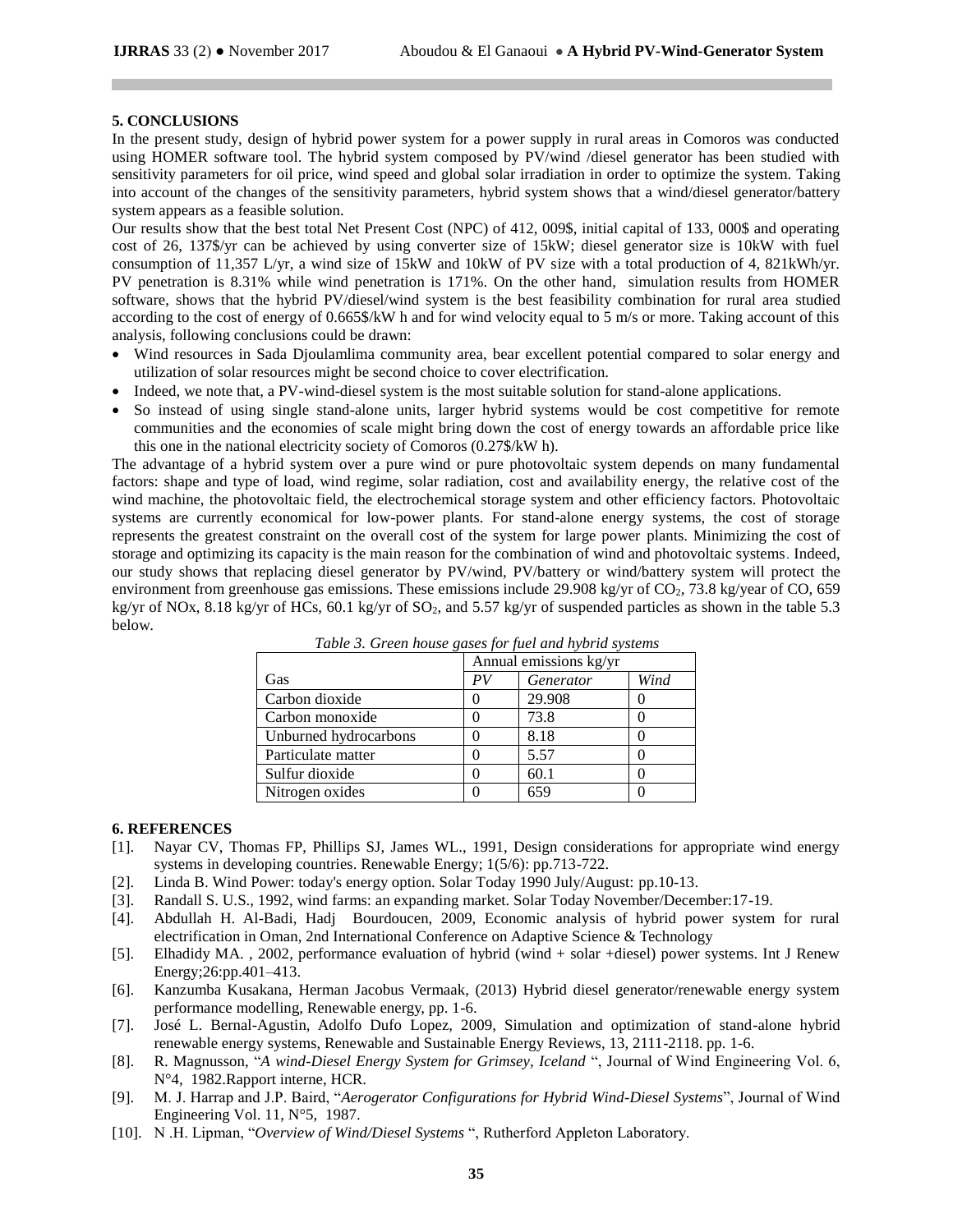## 5. CONCLUSIONS

In the present study, design of hybrid power system for a power supply in rural areas in Comoros was conducted using HOMER software tool. The hybrid system composed by PV/wind /diesel generator has been studied with sensitivity parameters for oil price, wind speed and global solar irradiation in order to optimize the system. Taking into account of the changes of the sensitivity parameters, hybrid system shows that a wind/diesel generator/battery system appears as a feasible solution.

Our results show that the best total Net Present Cost (NPC) of 412, 009$, initial capital of 133, 000$ and operating cost of 26, 137$/yr can be achieved by using converter size of 15kW; diesel generator size is 10kW with fuel consumption of 11,357 L/yr, a wind size of 15kW and 10kW of PV size with a total production of 4, 821kWh/yr. PV penetration is 8.31% while wind penetration is 171%. On the other hand, simulation results from HOMER software, shows that the hybrid PV/diesel/wind system is the best feasibility combination for rural area studied according to the cost of energy of 0.665$/kW h and for wind velocity equal to 5 m/s or more. Taking account of this analysis, following conclusions could be drawn:

- Wind resources in Sada Djoulamlima community area, bear excellent potential compared to solar energy and utilization of solar resources might be second choice to cover electrification.
- Indeed, we note that, a PV-wind-diesel system is the most suitable solution for stand-alone applications.
- So instead of using single stand-alone units, larger hybrid systems would be cost competitive for remote communities and the economies of scale might bring down the cost of energy towards an affordable price like this one in the national electricity society of Comoros (0.27$/kW h).

The advantage of a hybrid system over a pure wind or pure photovoltaic system depends on many fundamental factors: shape and type of load, wind regime, solar radiation, cost and availability energy, the relative cost of the wind machine, the photovoltaic field, the electrochemical storage system and other efficiency factors. Photovoltaic systems are currently economical for low-power plants. For stand-alone energy systems, the cost of storage represents the greatest constraint on the overall cost of the system for large power plants. Minimizing the cost of storage and optimizing its capacity is the main reason for the combination of wind and photovoltaic systems. Indeed, our study shows that replacing diesel generator by PV/wind, PV/battery or wind/battery system will protect the environment from greenhouse gas emissions. These emissions include 29.908 kg/yr of $CO_2$, 73.8 kg/year of CO, 659 kg/yr of NOx, 8.18 kg/yr of HCs, 60.1 kg/yr of $SO_2$, and 5.57 kg/yr of suspended particles as shown in the table 5.3 below.

*Table 3. Green house gases for fuel and hybrid systems*

| | Annual emissions kg/yr | | |
|---|---|---|---|
| Gas | *PV* | *Generator* | *Wind* |
| Carbon dioxide | 0 | 29.908 | 0 |
| Carbon monoxide | 0 | 73.8 | 0 |
| Unburned hydrocarbons | 0 | 8.18 | 0 |
| Particulate matter | 0 | 5.57 | 0 |
| Sulfur dioxide | 0 | 60.1 | 0 |
| Nitrogen oxides | 0 | 659 | 0 |

## 6. REFERENCES

[1]. Nayar CV, Thomas FP, Phillips SJ, James WL., 1991, Design considerations for appropriate wind energy systems in developing countries. Renewable Energy; 1(5/6): pp.713-722.

[2]. Linda B. Wind Power: today's energy option. Solar Today 1990 July/August: pp.10-13.

[3]. Randall S. U.S., 1992, wind farms: an expanding market. Solar Today November/December:17-19.

[4]. Abdullah H. Al-Badi, Hadj Bourdoucen, 2009, Economic analysis of hybrid power system for rural electrification in Oman, 2nd International Conference on Adaptive Science & Technology

[5]. Elhadidy MA. , 2002, performance evaluation of hybrid (wind + solar +diesel) power systems. Int J Renew Energy;26:pp.401–413.

[6]. Kanzumba Kusakana, Herman Jacobus Vermaak, (2013) Hybrid diesel generator/renewable energy system performance modelling, Renewable energy, pp. 1-6.

[7]. José L. Bernal-Agustin, Adolfo Dufo Lopez, 2009, Simulation and optimization of stand-alone hybrid renewable energy systems, Renewable and Sustainable Energy Reviews, 13, 2111-2118. pp. 1-6.

[8]. R. Magnusson, "*A wind-Diesel Energy System for Grimsey, Iceland* ", Journal of Wind Engineering Vol. 6, N°4, 1982.Rapport interne, HCR.

[9]. M. J. Harrap and J.P. Baird, "*Aerogerator Configurations for Hybrid Wind-Diesel Systems*", Journal of Wind Engineering Vol. 11, N°5, 1987.

[10]. N .H. Lipman, "*Overview of Wind/Diesel Systems* ", Rutherford Appleton Laboratory.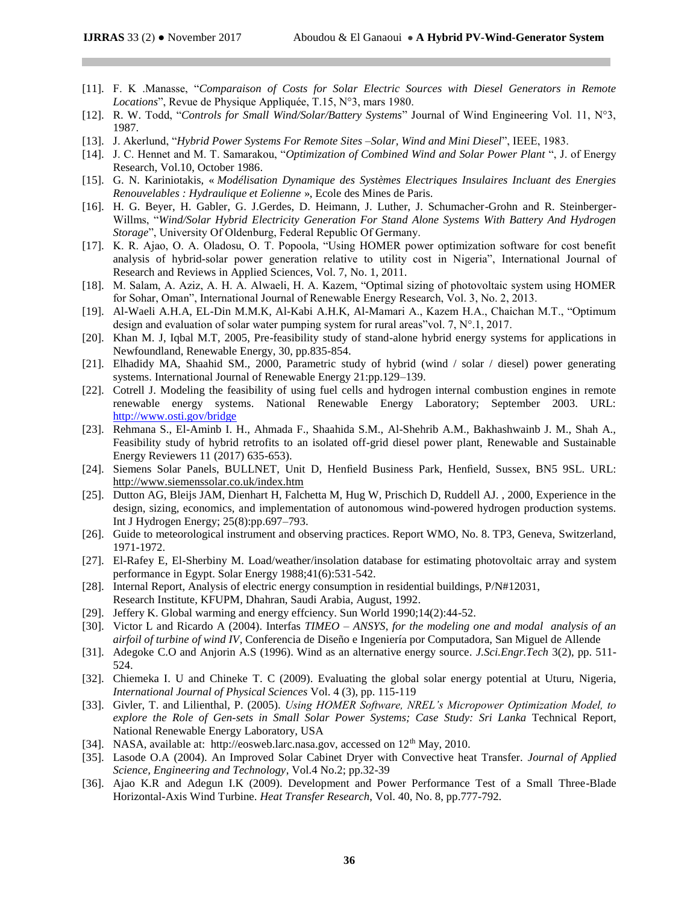- [11]. F. K .Manasse, "*Comparaison of Costs for Solar Electric Sources with Diesel Generators in Remote Locations*", Revue de Physique Appliquée, T.15, N°3, mars 1980.
- [12]. R. W. Todd, "*Controls for Small Wind/Solar/Battery Systems*" Journal of Wind Engineering Vol. 11, N°3, 1987.
- [13]. J. Akerlund, "*Hybrid Power Systems For Remote Sites –Solar, Wind and Mini Diesel*", IEEE, 1983.
- [14]. J. C. Hennet and M. T. Samarakou, "*Optimization of Combined Wind and Solar Power Plant* ", J. of Energy Research, Vol.10, October 1986.
- [15]. G. N. Kariniotakis, « *Modélisation Dynamique des Systèmes Electriques Insulaires Incluant des Energies Renouvelables : Hydraulique et Eolienne* », Ecole des Mines de Paris.
- [16]. H. G. Beyer, H. Gabler, G. J.Gerdes, D. Heimann, J. Luther, J. Schumacher-Grohn and R. Steinberger-Willms, "*Wind/Solar Hybrid Electricity Generation For Stand Alone Systems With Battery And Hydrogen Storage*", University Of Oldenburg, Federal Republic Of Germany.
- [17]. K. R. Ajao, O. A. Oladosu, O. T. Popoola, "Using HOMER power optimization software for cost benefit analysis of hybrid-solar power generation relative to utility cost in Nigeria", International Journal of Research and Reviews in Applied Sciences, Vol. 7, No. 1, 2011.
- [18]. M. Salam, A. Aziz, A. H. A. Alwaeli, H. A. Kazem, "Optimal sizing of photovoltaic system using HOMER for Sohar, Oman", International Journal of Renewable Energy Research, Vol. 3, No. 2, 2013.
- [19]. Al-Waeli A.H.A, EL-Din M.M.K, Al-Kabi A.H.K, Al-Mamari A., Kazem H.A., Chaichan M.T., "Optimum design and evaluation of solar water pumping system for rural areas"vol. 7, N°.1, 2017.
- [20]. Khan M. J, Iqbal M.T, 2005, Pre-feasibility study of stand-alone hybrid energy systems for applications in Newfoundland, Renewable Energy, 30, pp.835-854.
- [21]. Elhadidy MA, Shaahid SM., 2000, Parametric study of hybrid (wind / solar / diesel) power generating systems. International Journal of Renewable Energy 21:pp.129–139.
- [22]. Cotrell J. Modeling the feasibility of using fuel cells and hydrogen internal combustion engines in remote renewable energy systems. National Renewable Energy Laboratory; September 2003. URL: http://www.osti.gov/bridge
- [23]. Rehmana S., El-Aminb I. H., Ahmada F., Shaahida S.M., Al-Shehrib A.M., Bakhashwainb J. M., Shah A., Feasibility study of hybrid retrofits to an isolated off-grid diesel power plant, Renewable and Sustainable Energy Reviewers 11 (2017) 635-653).
- [24]. Siemens Solar Panels, BULLNET, Unit D, Henfield Business Park, Henfield, Sussex, BN5 9SL. URL: http://www.siemenssolar.co.uk/index.htm
- [25]. Dutton AG, Bleijs JAM, Dienhart H, Falchetta M, Hug W, Prischich D, Ruddell AJ. , 2000, Experience in the design, sizing, economics, and implementation of autonomous wind-powered hydrogen production systems. Int J Hydrogen Energy; 25(8):pp.697–793.
- [26]. Guide to meteorological instrument and observing practices. Report WMO, No. 8. TP3, Geneva, Switzerland, 1971-1972.
- [27]. El-Rafey E, El-Sherbiny M. Load/weather/insolation database for estimating photovoltaic array and system performance in Egypt. Solar Energy 1988;41(6):531-542.
- [28]. Internal Report, Analysis of electric energy consumption in residential buildings, P/N#12031, Research Institute, KFUPM, Dhahran, Saudi Arabia, August, 1992.
- [29]. Jeffery K. Global warming and energy effciency. Sun World 1990;14(2):44-52.
- [30]. Victor L and Ricardo A (2004). Interfas *TIMEO – ANSYS, for the modeling one and modal analysis of an airfoil of turbine of wind IV*, Conferencia de Diseño e Ingeniería por Computadora, San Miguel de Allende
- [31]. Adegoke C.O and Anjorin A.S (1996). Wind as an alternative energy source. *J.Sci.Engr.Tech* 3(2), pp. 511-524.
- [32]. Chiemeka I. U and Chineke T. C (2009). Evaluating the global solar energy potential at Uturu, Nigeria, *International Journal of Physical Sciences* Vol. 4 (3), pp. 115-119
- [33]. Givler, T. and Lilienthal, P. (2005). *Using HOMER Software, NREL's Micropower Optimization Model, to explore the Role of Gen-sets in Small Solar Power Systems; Case Study: Sri Lanka* Technical Report, National Renewable Energy Laboratory, USA
- [34]. NASA, available at: http://eosweb.larc.nasa.gov, accessed on 12th May, 2010.
- [35]. Lasode O.A (2004). An Improved Solar Cabinet Dryer with Convective heat Transfer. *Journal of Applied Science, Engineering and Technology*, Vol.4 No.2; pp.32-39
- [36]. Ajao K.R and Adegun I.K (2009). Development and Power Performance Test of a Small Three-Blade Horizontal-Axis Wind Turbine. *Heat Transfer Research*, Vol. 40, No. 8, pp.777-792.